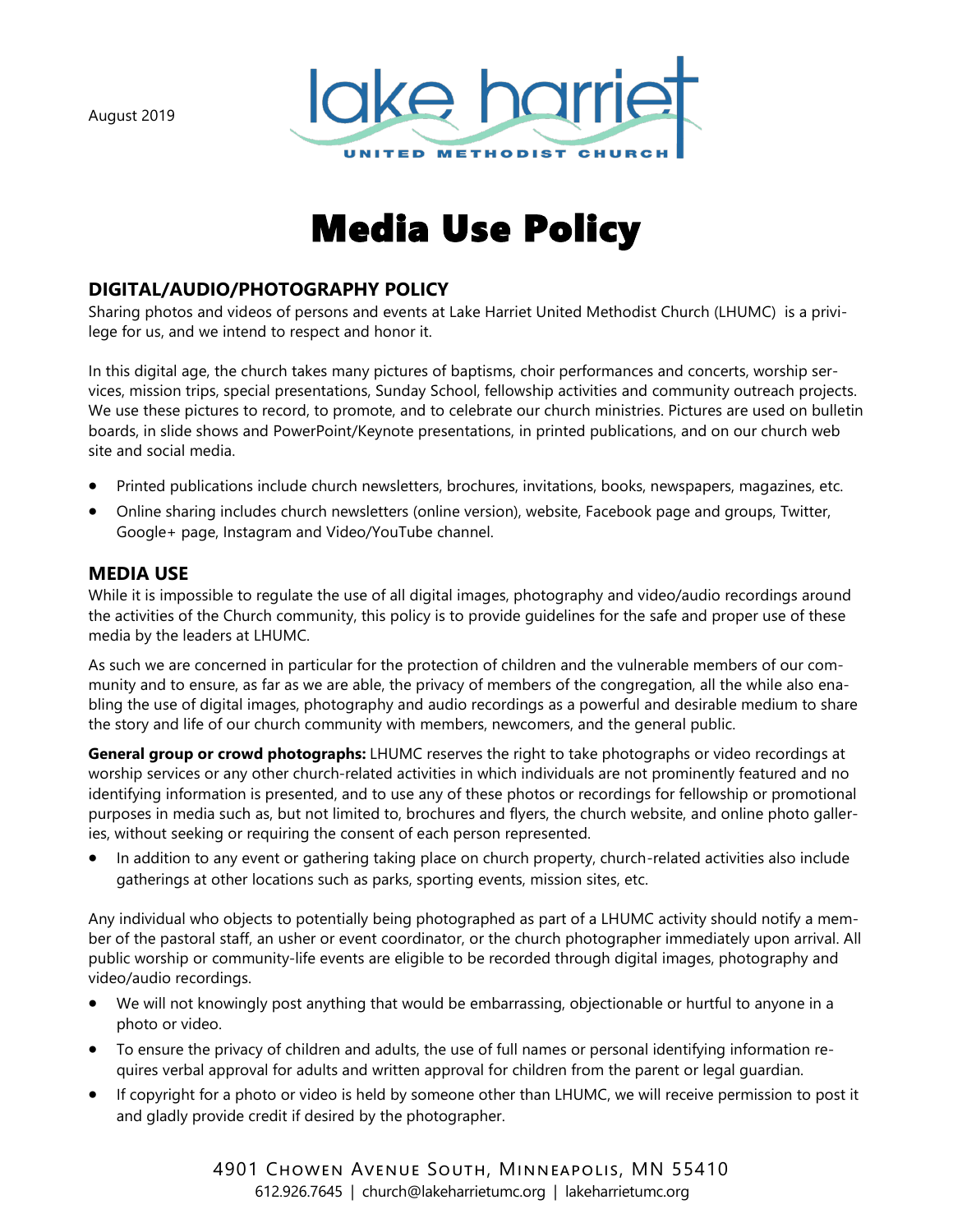August 2019

lake harriet
UNITED METHODIST CHURCH

# Media Use Policy

## DIGITAL/AUDIO/PHOTOGRAPHY POLICY

Sharing photos and videos of persons and events at Lake Harriet United Methodist Church (LHUMC) is a privilege for us, and we intend to respect and honor it.

In this digital age, the church takes many pictures of baptisms, choir performances and concerts, worship services, mission trips, special presentations, Sunday School, fellowship activities and community outreach projects. We use these pictures to record, to promote, and to celebrate our church ministries. Pictures are used on bulletin boards, in slide shows and PowerPoint/Keynote presentations, in printed publications, and on our church web site and social media.

- Printed publications include church newsletters, brochures, invitations, books, newspapers, magazines, etc.
- Online sharing includes church newsletters (online version), website, Facebook page and groups, Twitter, Google+ page, Instagram and Video/YouTube channel.

## MEDIA USE

While it is impossible to regulate the use of all digital images, photography and video/audio recordings around the activities of the Church community, this policy is to provide guidelines for the safe and proper use of these media by the leaders at LHUMC.

As such we are concerned in particular for the protection of children and the vulnerable members of our community and to ensure, as far as we are able, the privacy of members of the congregation, all the while also enabling the use of digital images, photography and audio recordings as a powerful and desirable medium to share the story and life of our church community with members, newcomers, and the general public.

**General group or crowd photographs:** LHUMC reserves the right to take photographs or video recordings at worship services or any other church-related activities in which individuals are not prominently featured and no identifying information is presented, and to use any of these photos or recordings for fellowship or promotional purposes in media such as, but not limited to, brochures and flyers, the church website, and online photo galleries, without seeking or requiring the consent of each person represented.

- In addition to any event or gathering taking place on church property, church-related activities also include gatherings at other locations such as parks, sporting events, mission sites, etc.

Any individual who objects to potentially being photographed as part of a LHUMC activity should notify a member of the pastoral staff, an usher or event coordinator, or the church photographer immediately upon arrival. All public worship or community-life events are eligible to be recorded through digital images, photography and video/audio recordings.

- We will not knowingly post anything that would be embarrassing, objectionable or hurtful to anyone in a photo or video.
- To ensure the privacy of children and adults, the use of full names or personal identifying information requires verbal approval for adults and written approval for children from the parent or legal guardian.
- If copyright for a photo or video is held by someone other than LHUMC, we will receive permission to post it and gladly provide credit if desired by the photographer.

4901 Chowen Avenue South, Minneapolis, MN 55410
612.926.7645 | church@lakeharrietumc.org | lakeharrietumc.org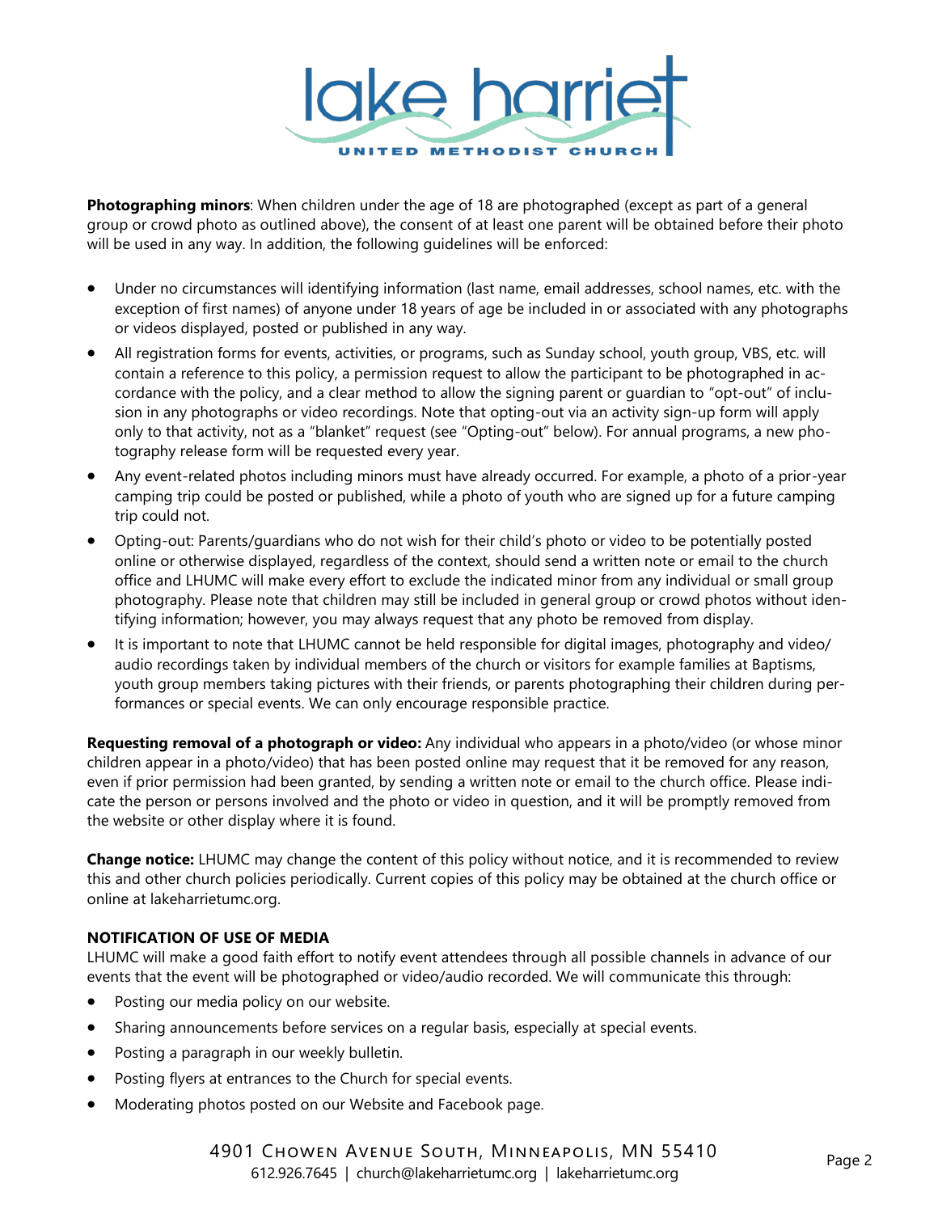**Photographing minors**: When children under the age of 18 are photographed (except as part of a general group or crowd photo as outlined above), the consent of at least one parent will be obtained before their photo will be used in any way. In addition, the following guidelines will be enforced:

- Under no circumstances will identifying information (last name, email addresses, school names, etc. with the exception of first names) of anyone under 18 years of age be included in or associated with any photographs or videos displayed, posted or published in any way.
- All registration forms for events, activities, or programs, such as Sunday school, youth group, VBS, etc. will contain a reference to this policy, a permission request to allow the participant to be photographed in accordance with the policy, and a clear method to allow the signing parent or guardian to "opt-out" of inclusion in any photographs or video recordings. Note that opting-out via an activity sign-up form will apply only to that activity, not as a "blanket" request (see "Opting-out" below). For annual programs, a new photography release form will be requested every year.
- Any event-related photos including minors must have already occurred. For example, a photo of a prior-year camping trip could be posted or published, while a photo of youth who are signed up for a future camping trip could not.
- Opting-out: Parents/guardians who do not wish for their child's photo or video to be potentially posted online or otherwise displayed, regardless of the context, should send a written note or email to the church office and LHUMC will make every effort to exclude the indicated minor from any individual or small group photography. Please note that children may still be included in general group or crowd photos without identifying information; however, you may always request that any photo be removed from display.
- It is important to note that LHUMC cannot be held responsible for digital images, photography and video/audio recordings taken by individual members of the church or visitors for example families at Baptisms, youth group members taking pictures with their friends, or parents photographing their children during performances or special events. We can only encourage responsible practice.

**Requesting removal of a photograph or video:** Any individual who appears in a photo/video (or whose minor children appear in a photo/video) that has been posted online may request that it be removed for any reason, even if prior permission had been granted, by sending a written note or email to the church office. Please indicate the person or persons involved and the photo or video in question, and it will be promptly removed from the website or other display where it is found.

**Change notice:** LHUMC may change the content of this policy without notice, and it is recommended to review this and other church policies periodically. Current copies of this policy may be obtained at the church office or online at lakeharrietumc.org.

### NOTIFICATION OF USE OF MEDIA

LHUMC will make a good faith effort to notify event attendees through all possible channels in advance of our events that the event will be photographed or video/audio recorded. We will communicate this through:

- Posting our media policy on our website.
- Sharing announcements before services on a regular basis, especially at special events.
- Posting a paragraph in our weekly bulletin.
- Posting flyers at entrances to the Church for special events.
- Moderating photos posted on our Website and Facebook page.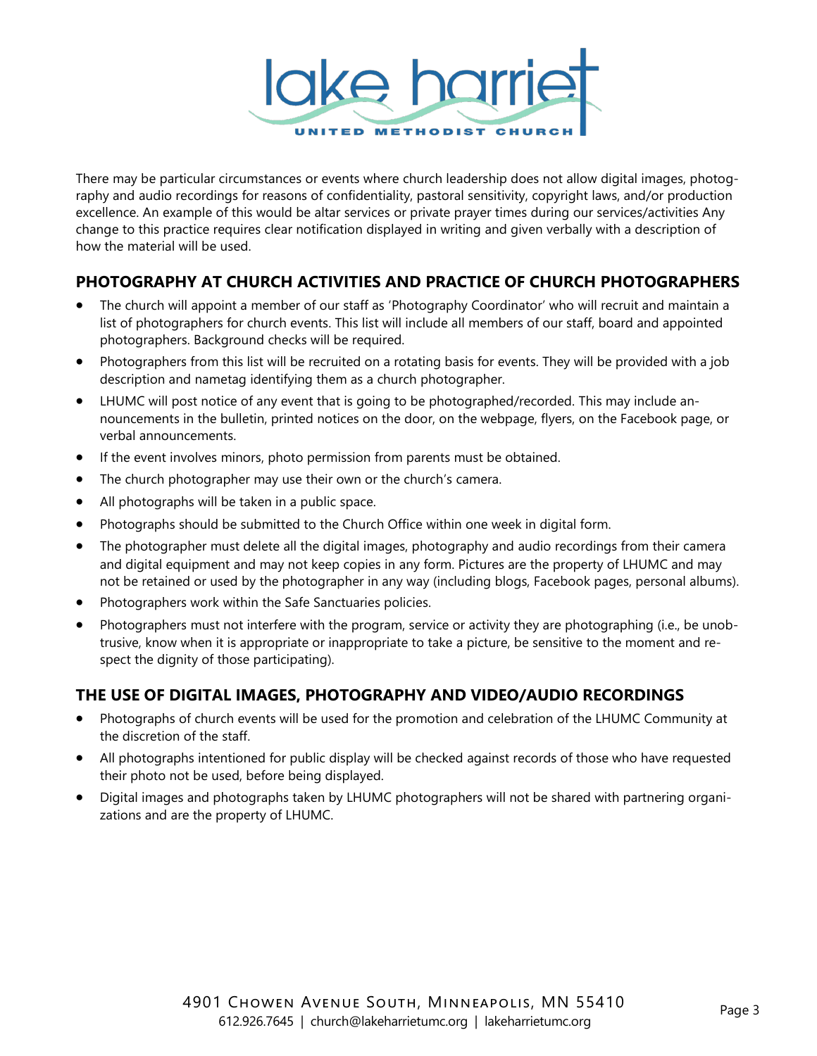There may be particular circumstances or events where church leadership does not allow digital images, photography and audio recordings for reasons of confidentiality, pastoral sensitivity, copyright laws, and/or production excellence. An example of this would be altar services or private prayer times during our services/activities Any change to this practice requires clear notification displayed in writing and given verbally with a description of how the material will be used.

## PHOTOGRAPHY AT CHURCH ACTIVITIES AND PRACTICE OF CHURCH PHOTOGRAPHERS

- The church will appoint a member of our staff as 'Photography Coordinator' who will recruit and maintain a list of photographers for church events. This list will include all members of our staff, board and appointed photographers. Background checks will be required.
- Photographers from this list will be recruited on a rotating basis for events. They will be provided with a job description and nametag identifying them as a church photographer.
- LHUMC will post notice of any event that is going to be photographed/recorded. This may include announcements in the bulletin, printed notices on the door, on the webpage, flyers, on the Facebook page, or verbal announcements.
- If the event involves minors, photo permission from parents must be obtained.
- The church photographer may use their own or the church's camera.
- All photographs will be taken in a public space.
- Photographs should be submitted to the Church Office within one week in digital form.
- The photographer must delete all the digital images, photography and audio recordings from their camera and digital equipment and may not keep copies in any form. Pictures are the property of LHUMC and may not be retained or used by the photographer in any way (including blogs, Facebook pages, personal albums).
- Photographers work within the Safe Sanctuaries policies.
- Photographers must not interfere with the program, service or activity they are photographing (i.e., be unobtrusive, know when it is appropriate or inappropriate to take a picture, be sensitive to the moment and respect the dignity of those participating).

## THE USE OF DIGITAL IMAGES, PHOTOGRAPHY AND VIDEO/AUDIO RECORDINGS

- Photographs of church events will be used for the promotion and celebration of the LHUMC Community at the discretion of the staff.
- All photographs intentioned for public display will be checked against records of those who have requested their photo not be used, before being displayed.
- Digital images and photographs taken by LHUMC photographers will not be shared with partnering organizations and are the property of LHUMC.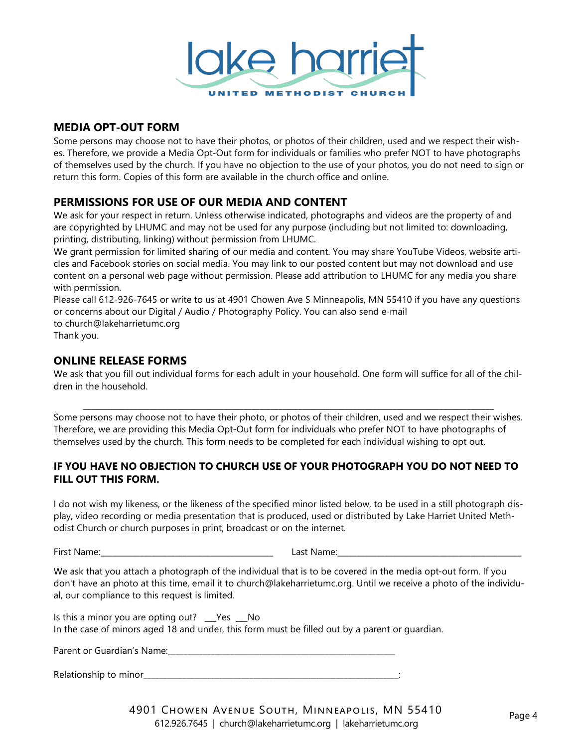## MEDIA OPT-OUT FORM

Some persons may choose not to have their photos, or photos of their children, used and we respect their wishes. Therefore, we provide a Media Opt-Out form for individuals or families who prefer NOT to have photographs of themselves used by the church. If you have no objection to the use of your photos, you do not need to sign or return this form. Copies of this form are available in the church office and online.

## PERMISSIONS FOR USE OF OUR MEDIA AND CONTENT

We ask for your respect in return. Unless otherwise indicated, photographs and videos are the property of and are copyrighted by LHUMC and may not be used for any purpose (including but not limited to: downloading, printing, distributing, linking) without permission from LHUMC.

We grant permission for limited sharing of our media and content. You may share YouTube Videos, website articles and Facebook stories on social media. You may link to our posted content but may not download and use content on a personal web page without permission. Please add attribution to LHUMC for any media you share with permission.

Please call 612-926-7645 or write to us at 4901 Chowen Ave S Minneapolis, MN 55410 if you have any questions or concerns about our Digital / Audio / Photography Policy. You can also send e-mail to church@lakeharrietumc.org

Thank you.

## ONLINE RELEASE FORMS

We ask that you fill out individual forms for each adult in your household. One form will suffice for all of the children in the household.

---

Some persons may choose not to have their photo, or photos of their children, used and we respect their wishes. Therefore, we are providing this Media Opt-Out form for individuals who prefer NOT to have photographs of themselves used by the church. This form needs to be completed for each individual wishing to opt out.

**IF YOU HAVE NO OBJECTION TO CHURCH USE OF YOUR PHOTOGRAPH YOU DO NOT NEED TO FILL OUT THIS FORM.**

I do not wish my likeness, or the likeness of the specified minor listed below, to be used in a still photograph display, video recording or media presentation that is produced, used or distributed by Lake Harriet United Methodist Church or church purposes in print, broadcast or on the internet.

First Name:_______________________________ Last Name:_______________________________

We ask that you attach a photograph of the individual that is to be covered in the media opt-out form. If you don't have an photo at this time, email it to church@lakeharrietumc.org. Until we receive a photo of the individual, our compliance to this request is limited.

Is this a minor you are opting out? ___Yes ___No

In the case of minors aged 18 and under, this form must be filled out by a parent or guardian.

Parent or Guardian's Name:_______________________________________

Relationship to minor_______________________________________________: